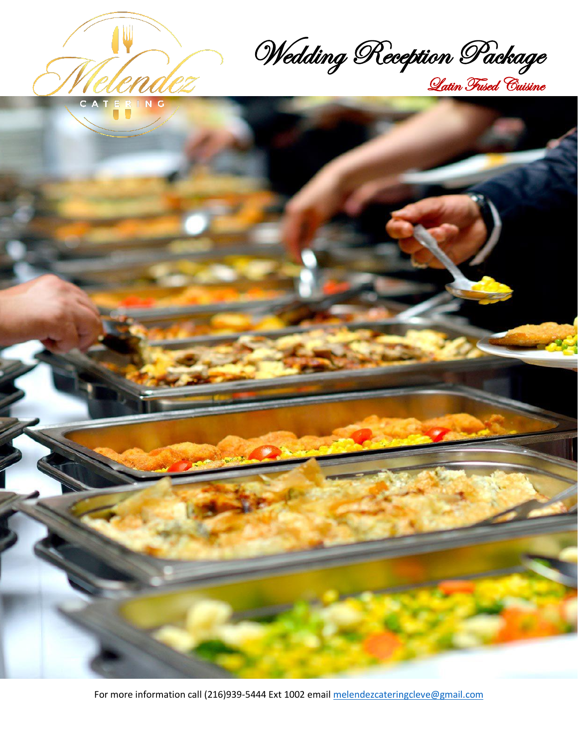# Wedding Reception Package

## Latin Fused Cuisine

For more information call (216)939-5444 Ext 1002 email melendezcateringcleve@gmail.com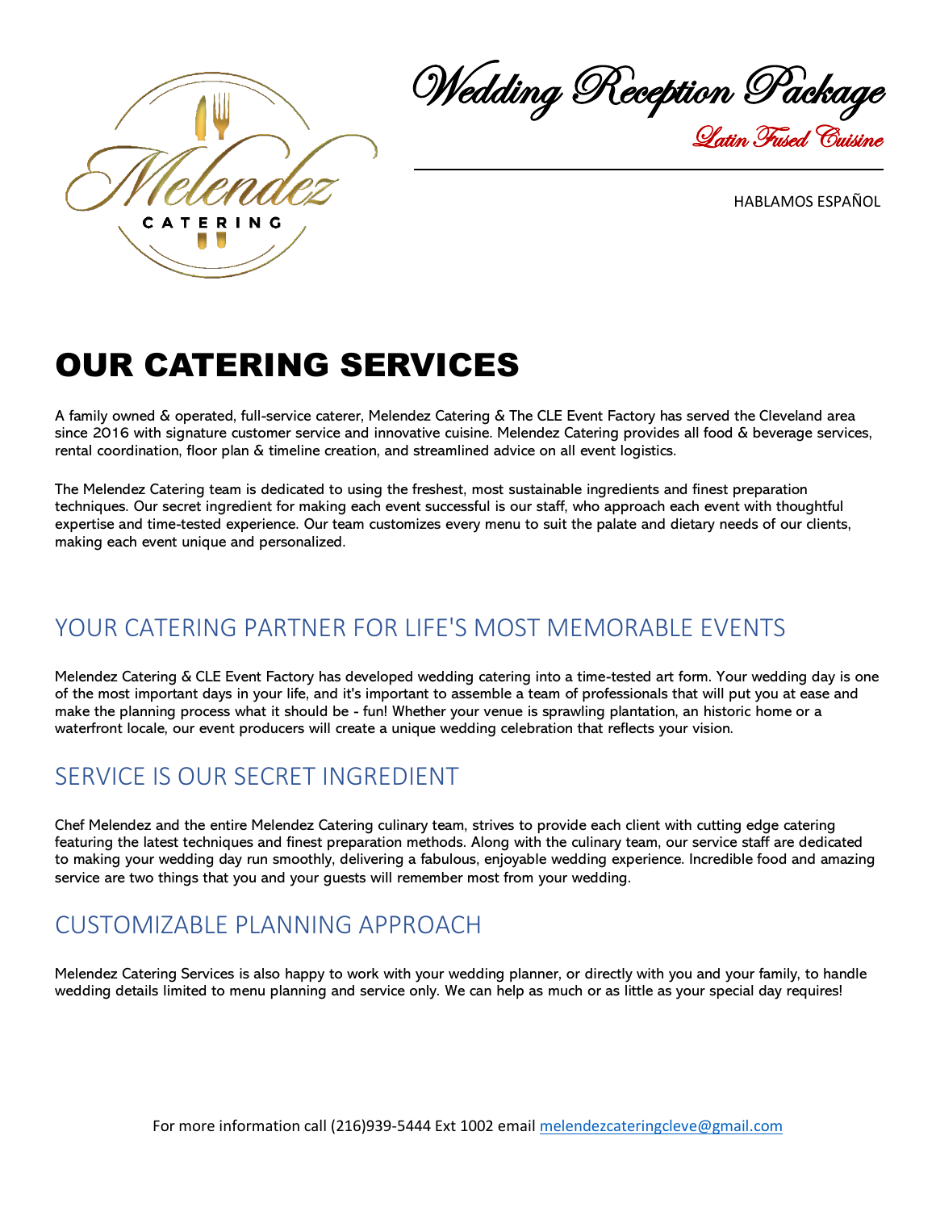# Wedding Reception Package

*Latin Fused Cuisine*

HABLAMOS ESPAÑOL

# OUR CATERING SERVICES

A family owned & operated, full-service caterer, Melendez Catering & The CLE Event Factory has served the Cleveland area since 2016 with signature customer service and innovative cuisine. Melendez Catering provides all food & beverage services, rental coordination, floor plan & timeline creation, and streamlined advice on all event logistics.

The Melendez Catering team is dedicated to using the freshest, most sustainable ingredients and finest preparation techniques. Our secret ingredient for making each event successful is our staff, who approach each event with thoughtful expertise and time-tested experience. Our team customizes every menu to suit the palate and dietary needs of our clients, making each event unique and personalized.

## YOUR CATERING PARTNER FOR LIFE'S MOST MEMORABLE EVENTS

Melendez Catering & CLE Event Factory has developed wedding catering into a time-tested art form. Your wedding day is one of the most important days in your life, and it's important to assemble a team of professionals that will put you at ease and make the planning process what it should be - fun! Whether your venue is sprawling plantation, an historic home or a waterfront locale, our event producers will create a unique wedding celebration that reflects your vision.

## SERVICE IS OUR SECRET INGREDIENT

Chef Melendez and the entire Melendez Catering culinary team, strives to provide each client with cutting edge catering featuring the latest techniques and finest preparation methods. Along with the culinary team, our service staff are dedicated to making your wedding day run smoothly, delivering a fabulous, enjoyable wedding experience. Incredible food and amazing service are two things that you and your guests will remember most from your wedding.

## CUSTOMIZABLE PLANNING APPROACH

Melendez Catering Services is also happy to work with your wedding planner, or directly with you and your family, to handle wedding details limited to menu planning and service only. We can help as much or as little as your special day requires!

For more information call (216)939-5444 Ext 1002 email melendezcateringcleve@gmail.com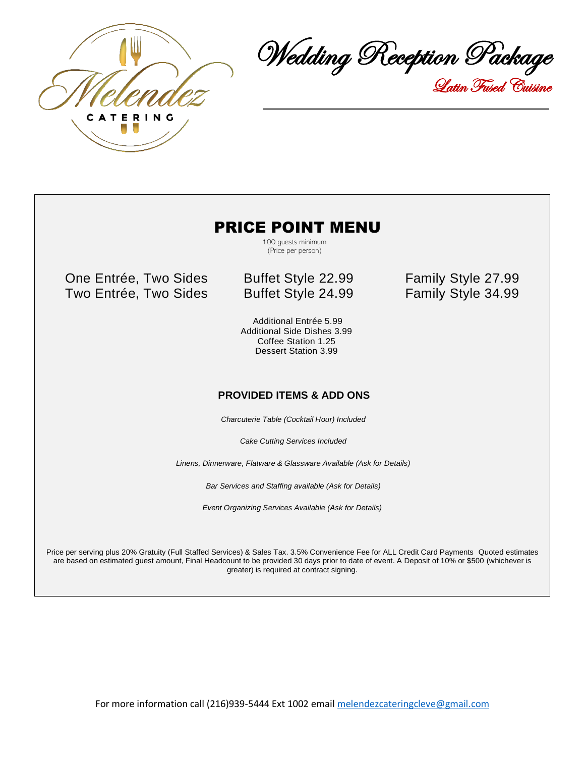Melendez CATERING

# Wedding Reception Package

*Latin Fused Cuisine*

## PRICE POINT MENU

100 guests minimum
(Price per person)

| | | |
|---|---|---|
| One Entrée, Two Sides | Buffet Style 22.99 | Family Style 27.99 |
| Two Entrée, Two Sides | Buffet Style 24.99 | Family Style 34.99 |

Additional Entrée 5.99
Additional Side Dishes 3.99
Coffee Station 1.25
Dessert Station 3.99

### PROVIDED ITEMS & ADD ONS

*Charcuterie Table (Cocktail Hour) Included*

*Cake Cutting Services Included*

*Linens, Dinnerware, Flatware & Glassware Available (Ask for Details)*

*Bar Services and Staffing available (Ask for Details)*

*Event Organizing Services Available (Ask for Details)*

Price per serving plus 20% Gratuity (Full Staffed Services) & Sales Tax. 3.5% Convenience Fee for ALL Credit Card Payments Quoted estimates are based on estimated guest amount, Final Headcount to be provided 30 days prior to date of event. A Deposit of 10% or $500 (whichever is greater) is required at contract signing.

For more information call (216)939-5444 Ext 1002 email melendezcateringcleve@gmail.com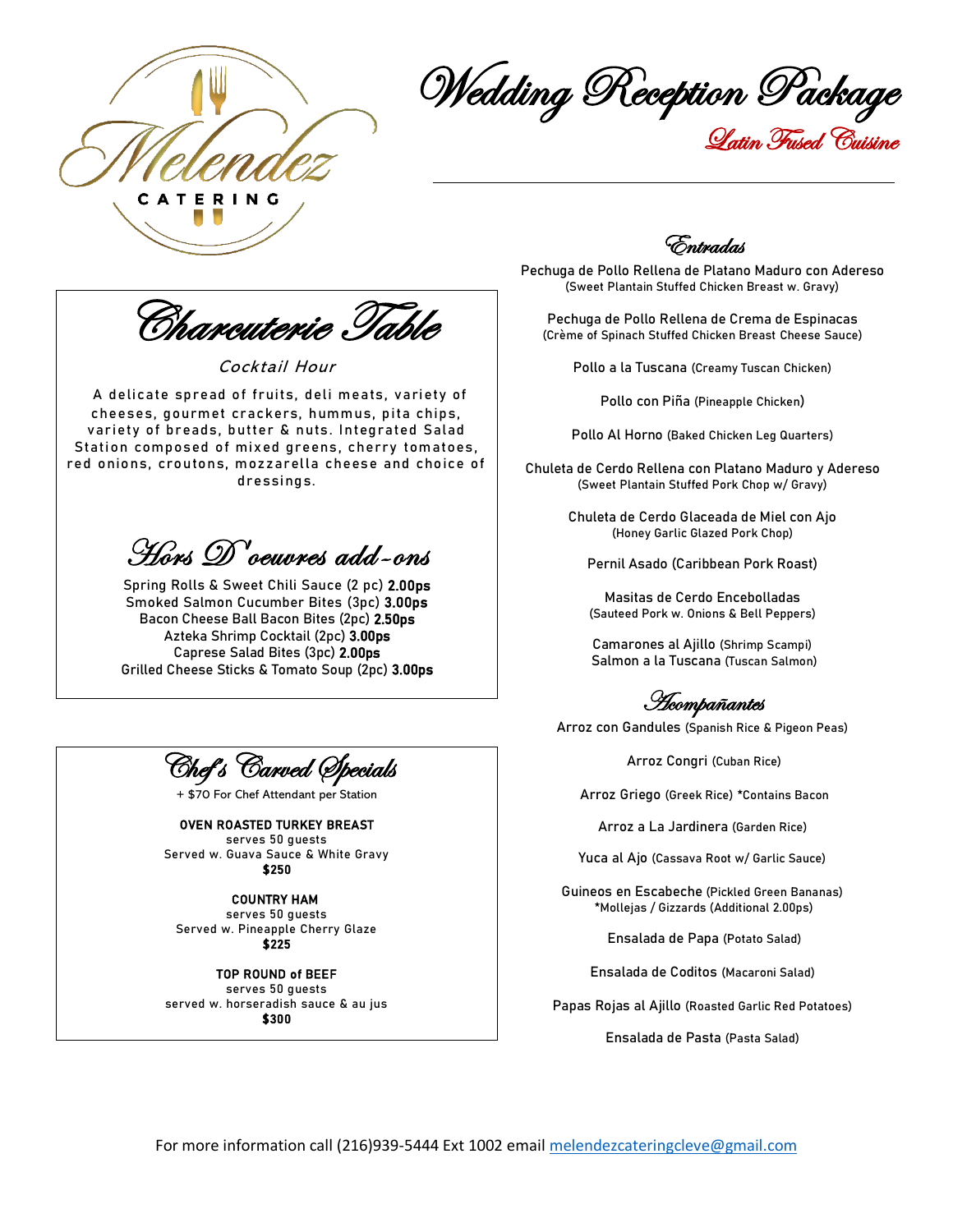Melendez CATERING

# Wedding Reception Package

## Latin Fused Cuisine

## Charcuterie Table

*Cocktail Hour*

A delicate spread of fruits, deli meats, variety of cheeses, gourmet crackers, hummus, pita chips, variety of breads, butter & nuts. Integrated Salad Station composed of mixed greens, cherry tomatoes, red onions, croutons, mozzarella cheese and choice of dressings.

## Hors D'oeuvres add-ons

Spring Rolls & Sweet Chili Sauce (2 pc) **2.00ps**
Smoked Salmon Cucumber Bites (3pc) **3.00ps**
Bacon Cheese Ball Bacon Bites (2pc) **2.50ps**
Azteka Shrimp Cocktail (2pc) **3.00ps**
Caprese Salad Bites (3pc) **2.00ps**
Grilled Cheese Sticks & Tomato Soup (2pc) **3.00ps**

## Chef's Carved Specials

+ $70 For Chef Attendant per Station

**OVEN ROASTED TURKEY BREAST**
serves 50 guests
Served w. Guava Sauce & White Gravy
**$250**

**COUNTRY HAM**
serves 50 guests
Served w. Pineapple Cherry Glaze
**$225**

**TOP ROUND of BEEF**
serves 50 guests
served w. horseradish sauce & au jus
**$300**

## Entradas

Pechuga de Pollo Rellena de Platano Maduro con Adereso
(Sweet Plantain Stuffed Chicken Breast w. Gravy)

Pechuga de Pollo Rellena de Crema de Espinacas
(Crème of Spinach Stuffed Chicken Breast Cheese Sauce)

Pollo a la Tuscana (Creamy Tuscan Chicken)

Pollo con Piña (Pineapple Chicken)

Pollo Al Horno (Baked Chicken Leg Quarters)

Chuleta de Cerdo Rellena con Platano Maduro y Adereso
(Sweet Plantain Stuffed Pork Chop w/ Gravy)

Chuleta de Cerdo Glaceada de Miel con Ajo
(Honey Garlic Glazed Pork Chop)

Pernil Asado (Caribbean Pork Roast)

Masitas de Cerdo Encebolladas
(Sauteed Pork w. Onions & Bell Peppers)

Camarones al Ajillo (Shrimp Scampi)
Salmon a la Tuscana (Tuscan Salmon)

## Acompañantes

Arroz con Gandules (Spanish Rice & Pigeon Peas)

Arroz Congri (Cuban Rice)

Arroz Griego (Greek Rice) *Contains Bacon

Arroz a La Jardinera (Garden Rice)

Yuca al Ajo (Cassava Root w/ Garlic Sauce)

Guineos en Escabeche (Pickled Green Bananas)
*Mollejas / Gizzards (Additional 2.00ps)

Ensalada de Papa (Potato Salad)

Ensalada de Coditos (Macaroni Salad)

Papas Rojas al Ajillo (Roasted Garlic Red Potatoes)

Ensalada de Pasta (Pasta Salad)

For more information call (216)939-5444 Ext 1002 email melendezcateringcleve@gmail.com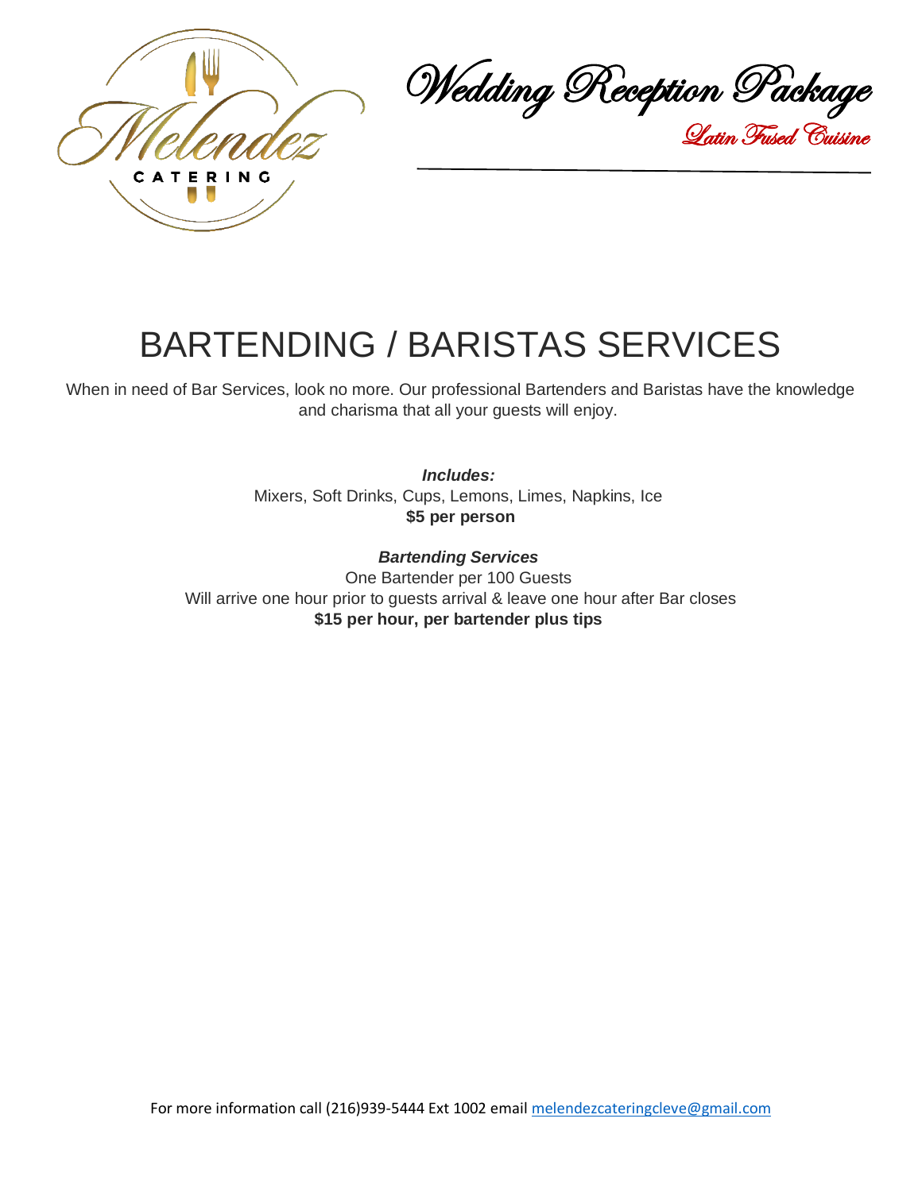Wedding Reception Package

Latin Fused Cuisine

# BARTENDING / BARISTAS SERVICES

When in need of Bar Services, look no more. Our professional Bartenders and Baristas have the knowledge and charisma that all your guests will enjoy.

***Includes:***
Mixers, Soft Drinks, Cups, Lemons, Limes, Napkins, Ice
**$5 per person**

***Bartending Services***
One Bartender per 100 Guests
Will arrive one hour prior to guests arrival & leave one hour after Bar closes
**$15 per hour, per bartender plus tips**

For more information call (216)939-5444 Ext 1002 email melendezcateringcleve@gmail.com